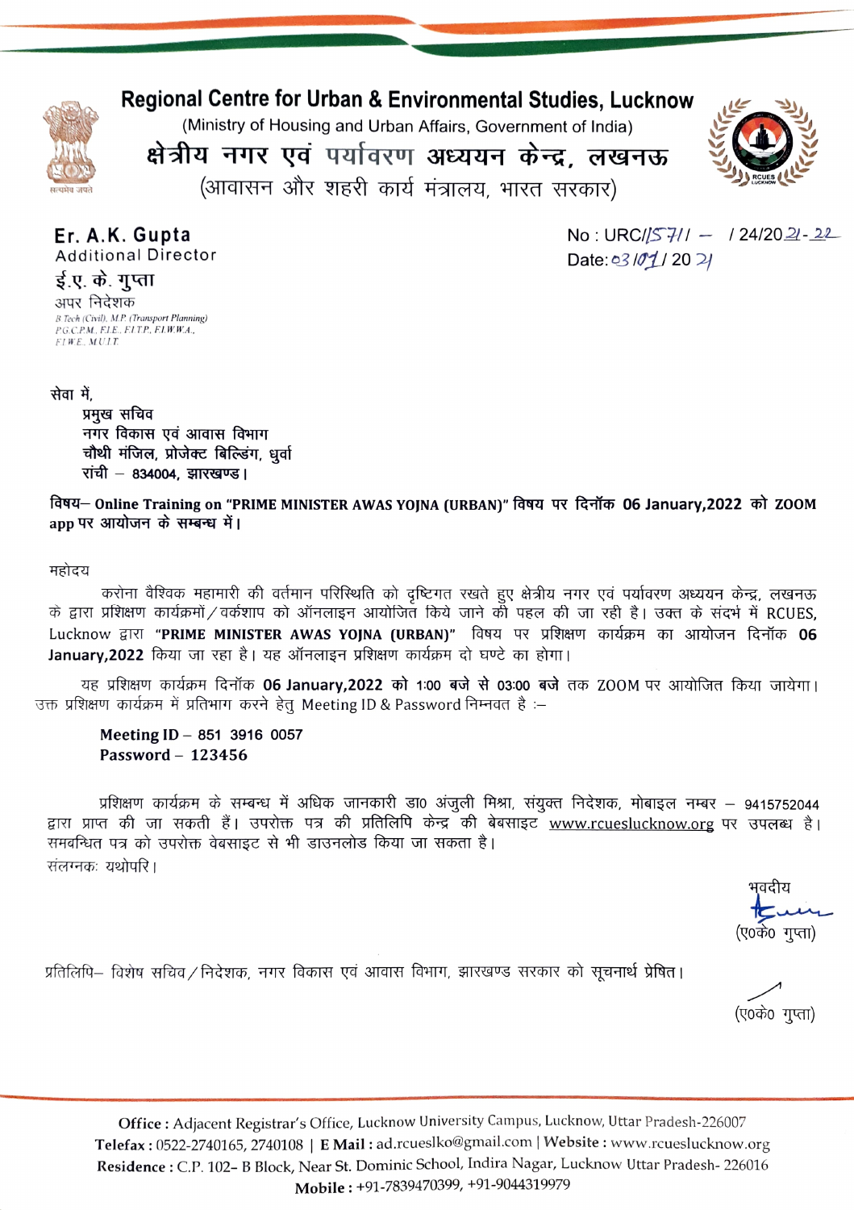# Regional Centre for Urban & Environmental Studies, Lucknow

(Ministry of Housing and Urban Affairs, Government of India)

# क्षेत्रीय नगर एवं पर्यावरण अध्ययन केन्द्र, लखनऊ

(आवासन और शहरी कार्य मंत्रालय, भारत सरकार)

**Er. A.K. Gupta**
Additional Director
**ई.ए. के. गुप्ता**
अपर निदेशक
*B Tech (Civil), M.P (Transport Planning)*
*P.G.C.P.M., F.I.E., F.I.T.P., F.I.W.W.A.,*
*F.I.W.E., M.U.I.T.*

No : URC/1571/ – /24/2021-22
Date: 03/01/2021

सेवा में,
**प्रमुख सचिव**
**नगर विकास एवं आवास विभाग**
**चौथी मंजिल, प्रोजेक्ट बिल्डिंग, धुर्वा**
**रांची – 834004, झारखण्ड।**

**विषय– Online Training on "PRIME MINISTER AWAS YOJNA (URBAN)" विषय पर दिनॉक 06 January,2022 को ZOOM app पर आयोजन के सम्बन्ध में।**

महोदय

करोना वैश्विक महामारी की वर्तमान परिस्थिति को दृष्टिगत रखते हुए क्षेत्रीय नगर एवं पर्यावरण अध्ययन केन्द्र, लखनऊ के द्वारा प्रशिक्षण कार्यक्रमों / वर्कशाप को ऑनलाइन आयोजित किये जाने की पहल की जा रही है। उक्त के संदर्भ में RCUES, Lucknow द्वारा **"PRIME MINISTER AWAS YOJNA (URBAN)"** विषय पर प्रशिक्षण कार्यक्रम का आयोजन दिनॉक **06 January,2022** किया जा रहा है। यह ऑनलाइन प्रशिक्षण कार्यक्रम दो घण्टे का होगा।

यह प्रशिक्षण कार्यक्रम दिनॉक **06 January,2022 को 1:00 बजे से 03:00 बजे** तक ZOOM पर आयोजित किया जायेगा। उक्त प्रशिक्षण कार्यक्रम में प्रतिभाग करने हेतु Meeting ID & Password निम्नवत है :–

**Meeting ID – 851 3916 0057**
**Password – 123456**

प्रशिक्षण कार्यक्रम के सम्बन्ध में अधिक जानकारी डा0 अंजुली मिश्रा, संयुक्त निदेशक, मोबाइल नम्बर – 9415752044 द्वारा प्राप्त की जा सकती हैं। उपरोक्त पत्र की प्रतिलिपि केन्द्र की बेबसाइट www.rcueslucknow.org पर उपलब्ध है। समबन्धित पत्र को उपरोक्त वेबसाइट से भी डाउनलोड किया जा सकता है।
संलग्नकः यथोपरि।

भवदीय
(ए0के0 गुप्ता)

प्रतिलिपि– विशेष सचिव / निदेशक, नगर विकास एवं आवास विभाग, झारखण्ड सरकार को सूचनार्थ प्रेषित।

(ए0के0 गुप्ता)

**Office :** Adjacent Registrar's Office, Lucknow University Campus, Lucknow, Uttar Pradesh-226007
**Telefax :** 0522-2740165, 2740108 | **E Mail :** ad.rcueslko@gmail.com | **Website :** www.rcueslucknow.org
**Residence :** C.P. 102– B Block, Near St. Dominic School, Indira Nagar, Lucknow Uttar Pradesh- 226016
**Mobile :** +91-7839470399, +91-9044319979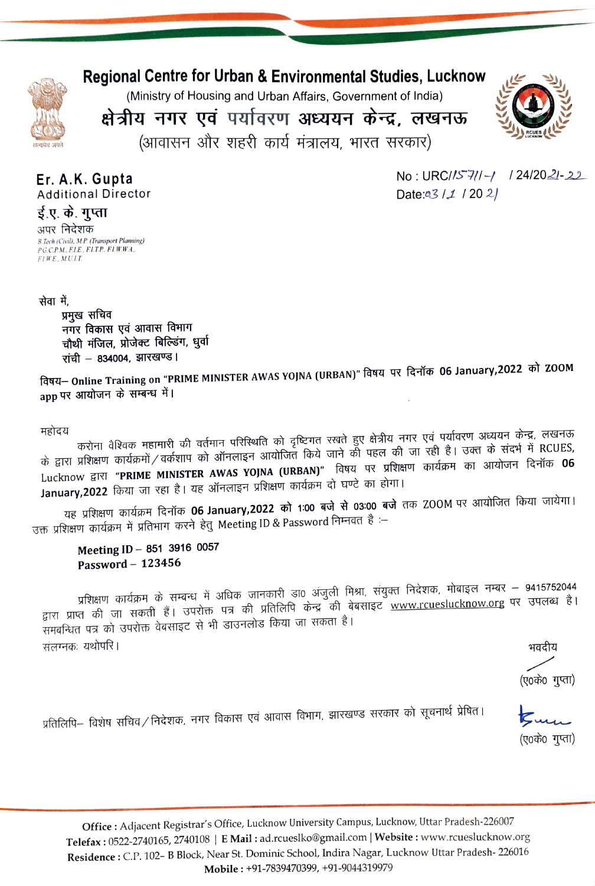# Regional Centre for Urban & Environmental Studies, Lucknow

(Ministry of Housing and Urban Affairs, Government of India)

# क्षेत्रीय नगर एवं पर्यावरण अध्ययन केन्द्र, लखनऊ

(आवासन और शहरी कार्य मंत्रालय, भारत सरकार)

**Er. A.K. Gupta**
Additional Director
**ई.ए. के. गुप्ता**
अपर निदेशक
*B Tech (Civil), M.P. (Transport Planning)*
*P.G.C.P.M., F.I.E., F.I.T.P., F.I.W.W.A.,*
*F.I.W.E., M.U.I.T.*

No : URC/1571-1 / 24/2021-22
Date: 03 / 1 / 2021

सेवा में,
प्रमुख सचिव
नगर विकास एवं आवास विभाग
चौथी मंजिल, प्रोजेक्ट बिल्डिंग, धुर्वा
रांची – 834004, झारखण्ड।

**विषय– Online Training on "PRIME MINISTER AWAS YOJNA (URBAN)" विषय पर दिनॉक 06 January,2022 को ZOOM app पर आयोजन के सम्बन्ध में।**

महोदय

करोना वैश्विक महामारी की वर्तमान परिस्थिति को दृष्टिगत रखते हुए क्षेत्रीय नगर एवं पर्यावरण अध्ययन केन्द्र, लखनऊ के द्वारा प्रशिक्षण कार्यक्रमों/वर्कशाप को ऑनलाइन आयोजित किये जाने की पहल की जा रही है। उक्त के संदर्भ में RCUES, Lucknow द्वारा **"PRIME MINISTER AWAS YOJNA (URBAN)"** विषय पर प्रशिक्षण कार्यक्रम का आयोजन दिनॉक **06 January,2022** किया जा रहा है। यह ऑनलाइन प्रशिक्षण कार्यक्रम दो घण्टे का होगा।

यह प्रशिक्षण कार्यक्रम दिनॉक **06 January,2022 को 1:00 बजे से 03:00 बजे** तक ZOOM पर आयोजित किया जायेगा। उक्त प्रशिक्षण कार्यक्रम में प्रतिभाग करने हेतु Meeting ID & Password निम्नवत है :–

**Meeting ID – 851 3916 0057**
**Password – 123456**

प्रशिक्षण कार्यक्रम के सम्बन्ध में अधिक जानकारी डा0 अंजुली मिश्रा, संयुक्त निदेशक, मोबाइल नम्बर – 9415752044 द्वारा प्राप्त की जा सकती हैं। उपरोक्त पत्र की प्रतिलिपि केन्द्र की बेवसाइट www.rcueslucknow.org पर उपलब्ध है। समबन्धित पत्र को उपरोक्त वेबसाइट से भी डाउनलोड किया जा सकता है।

संलग्नकः यथोपरि।

भवदीय

(ए0के0 गुप्ता)

प्रतिलिपि– विशेष सचिव/निदेशक, नगर विकास एवं आवास विभाग, झारखण्ड सरकार को सूचनार्थ प्रेषित।

(ए0के0 गुप्ता)

**Office :** Adjacent Registrar's Office, Lucknow University Campus, Lucknow, Uttar Pradesh-226007
**Telefax :** 0522-2740165, 2740108 | **E Mail :** ad.rcueslko@gmail.com | **Website :** www.rcueslucknow.org
**Residence :** C.P. 102- B Block, Near St. Dominic School, Indira Nagar, Lucknow Uttar Pradesh- 226016
**Mobile :** +91-7839470399, +91-9044319979